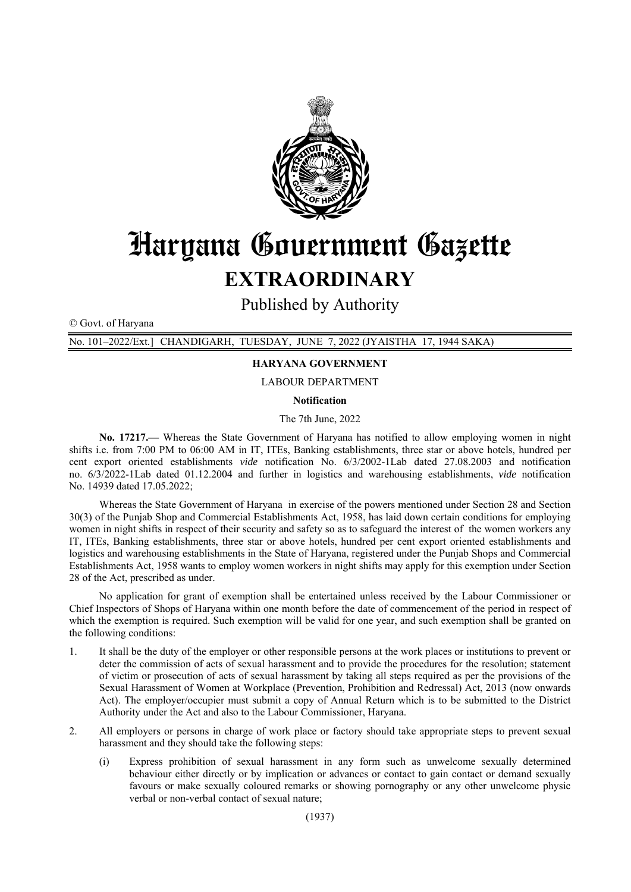# Haryana Government Gazette

## EXTRAORDINARY

Published by Authority

© Govt. of Haryana

No. 101–2022/Ext.] CHANDIGARH, TUESDAY, JUNE 7, 2022 (JYAISTHA 17, 1944 SAKA)

### HARYANA GOVERNMENT

LABOUR DEPARTMENT

**Notification**

The 7th June, 2022

**No. 17217.—** Whereas the State Government of Haryana has notified to allow employing women in night shifts i.e. from 7:00 PM to 06:00 AM in IT, ITEs, Banking establishments, three star or above hotels, hundred per cent export oriented establishments *vide* notification No. 6/3/2002-1Lab dated 27.08.2003 and notification no. 6/3/2022-1Lab dated 01.12.2004 and further in logistics and warehousing establishments, *vide* notification No. 14939 dated 17.05.2022;

Whereas the State Government of Haryana in exercise of the powers mentioned under Section 28 and Section 30(3) of the Punjab Shop and Commercial Establishments Act, 1958, has laid down certain conditions for employing women in night shifts in respect of their security and safety so as to safeguard the interest of the women workers any IT, ITEs, Banking establishments, three star or above hotels, hundred per cent export oriented establishments and logistics and warehousing establishments in the State of Haryana, registered under the Punjab Shops and Commercial Establishments Act, 1958 wants to employ women workers in night shifts may apply for this exemption under Section 28 of the Act, prescribed as under.

No application for grant of exemption shall be entertained unless received by the Labour Commissioner or Chief Inspectors of Shops of Haryana within one month before the date of commencement of the period in respect of which the exemption is required. Such exemption will be valid for one year, and such exemption shall be granted on the following conditions:

1. It shall be the duty of the employer or other responsible persons at the work places or institutions to prevent or deter the commission of acts of sexual harassment and to provide the procedures for the resolution; statement of victim or prosecution of acts of sexual harassment by taking all steps required as per the provisions of the Sexual Harassment of Women at Workplace (Prevention, Prohibition and Redressal) Act, 2013 (now onwards Act). The employer/occupier must submit a copy of Annual Return which is to be submitted to the District Authority under the Act and also to the Labour Commissioner, Haryana.

2. All employers or persons in charge of work place or factory should take appropriate steps to prevent sexual harassment and they should take the following steps:

   (i) Express prohibition of sexual harassment in any form such as unwelcome sexually determined behaviour either directly or by implication or advances or contact to gain contact or demand sexually favours or make sexually coloured remarks or showing pornography or any other unwelcome physic verbal or non-verbal contact of sexual nature;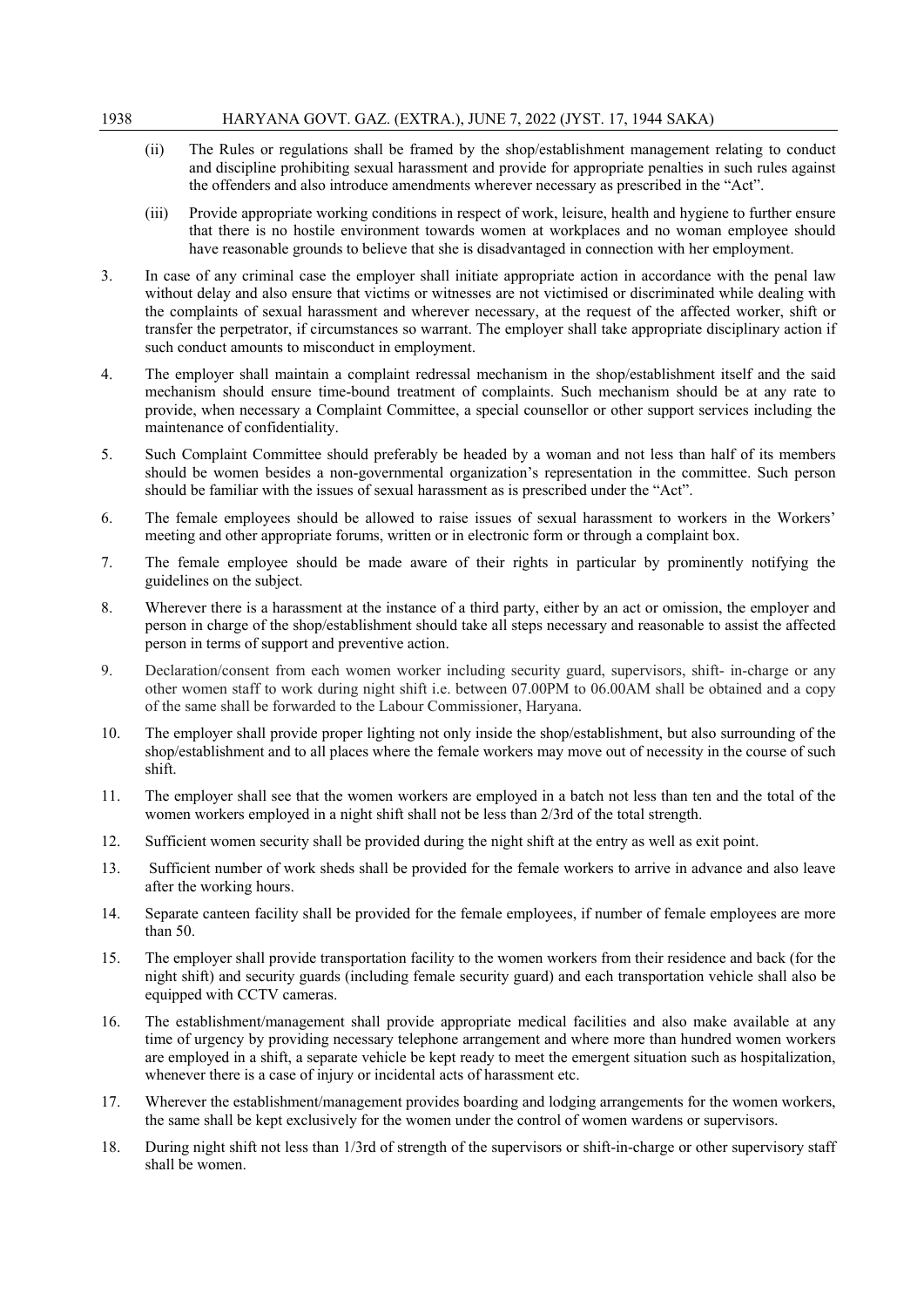(ii) The Rules or regulations shall be framed by the shop/establishment management relating to conduct and discipline prohibiting sexual harassment and provide for appropriate penalties in such rules against the offenders and also introduce amendments wherever necessary as prescribed in the "Act".

(iii) Provide appropriate working conditions in respect of work, leisure, health and hygiene to further ensure that there is no hostile environment towards women at workplaces and no woman employee should have reasonable grounds to believe that she is disadvantaged in connection with her employment.

3. In case of any criminal case the employer shall initiate appropriate action in accordance with the penal law without delay and also ensure that victims or witnesses are not victimised or discriminated while dealing with the complaints of sexual harassment and wherever necessary, at the request of the affected worker, shift or transfer the perpetrator, if circumstances so warrant. The employer shall take appropriate disciplinary action if such conduct amounts to misconduct in employment.

4. The employer shall maintain a complaint redressal mechanism in the shop/establishment itself and the said mechanism should ensure time-bound treatment of complaints. Such mechanism should be at any rate to provide, when necessary a Complaint Committee, a special counsellor or other support services including the maintenance of confidentiality.

5. Such Complaint Committee should preferably be headed by a woman and not less than half of its members should be women besides a non-governmental organization's representation in the committee. Such person should be familiar with the issues of sexual harassment as is prescribed under the "Act".

6. The female employees should be allowed to raise issues of sexual harassment to workers in the Workers' meeting and other appropriate forums, written or in electronic form or through a complaint box.

7. The female employee should be made aware of their rights in particular by prominently notifying the guidelines on the subject.

8. Wherever there is a harassment at the instance of a third party, either by an act or omission, the employer and person in charge of the shop/establishment should take all steps necessary and reasonable to assist the affected person in terms of support and preventive action.

9. Declaration/consent from each women worker including security guard, supervisors, shift- in-charge or any other women staff to work during night shift i.e. between 07.00PM to 06.00AM shall be obtained and a copy of the same shall be forwarded to the Labour Commissioner, Haryana.

10. The employer shall provide proper lighting not only inside the shop/establishment, but also surrounding of the shop/establishment and to all places where the female workers may move out of necessity in the course of such shift.

11. The employer shall see that the women workers are employed in a batch not less than ten and the total of the women workers employed in a night shift shall not be less than 2/3rd of the total strength.

12. Sufficient women security shall be provided during the night shift at the entry as well as exit point.

13. Sufficient number of work sheds shall be provided for the female workers to arrive in advance and also leave after the working hours.

14. Separate canteen facility shall be provided for the female employees, if number of female employees are more than 50.

15. The employer shall provide transportation facility to the women workers from their residence and back (for the night shift) and security guards (including female security guard) and each transportation vehicle shall also be equipped with CCTV cameras.

16. The establishment/management shall provide appropriate medical facilities and also make available at any time of urgency by providing necessary telephone arrangement and where more than hundred women workers are employed in a shift, a separate vehicle be kept ready to meet the emergent situation such as hospitalization, whenever there is a case of injury or incidental acts of harassment etc.

17. Wherever the establishment/management provides boarding and lodging arrangements for the women workers, the same shall be kept exclusively for the women under the control of women wardens or supervisors.

18. During night shift not less than 1/3rd of strength of the supervisors or shift-in-charge or other supervisory staff shall be women.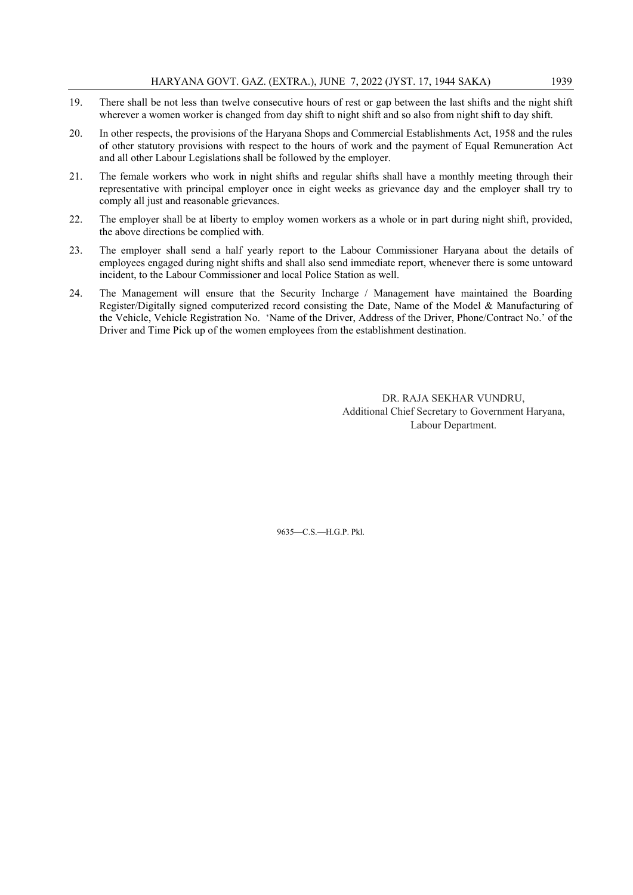19. There shall be not less than twelve consecutive hours of rest or gap between the last shifts and the night shift wherever a women worker is changed from day shift to night shift and so also from night shift to day shift.

20. In other respects, the provisions of the Haryana Shops and Commercial Establishments Act, 1958 and the rules of other statutory provisions with respect to the hours of work and the payment of Equal Remuneration Act and all other Labour Legislations shall be followed by the employer.

21. The female workers who work in night shifts and regular shifts shall have a monthly meeting through their representative with principal employer once in eight weeks as grievance day and the employer shall try to comply all just and reasonable grievances.

22. The employer shall be at liberty to employ women workers as a whole or in part during night shift, provided, the above directions be complied with.

23. The employer shall send a half yearly report to the Labour Commissioner Haryana about the details of employees engaged during night shifts and shall also send immediate report, whenever there is some untoward incident, to the Labour Commissioner and local Police Station as well.

24. The Management will ensure that the Security Incharge / Management have maintained the Boarding Register/Digitally signed computerized record consisting the Date, Name of the Model & Manufacturing of the Vehicle, Vehicle Registration No. 'Name of the Driver, Address of the Driver, Phone/Contract No.' of the Driver and Time Pick up of the women employees from the establishment destination.

DR. RAJA SEKHAR VUNDRU,
Additional Chief Secretary to Government Haryana,
Labour Department.

9635—C.S.—H.G.P. Pkl.